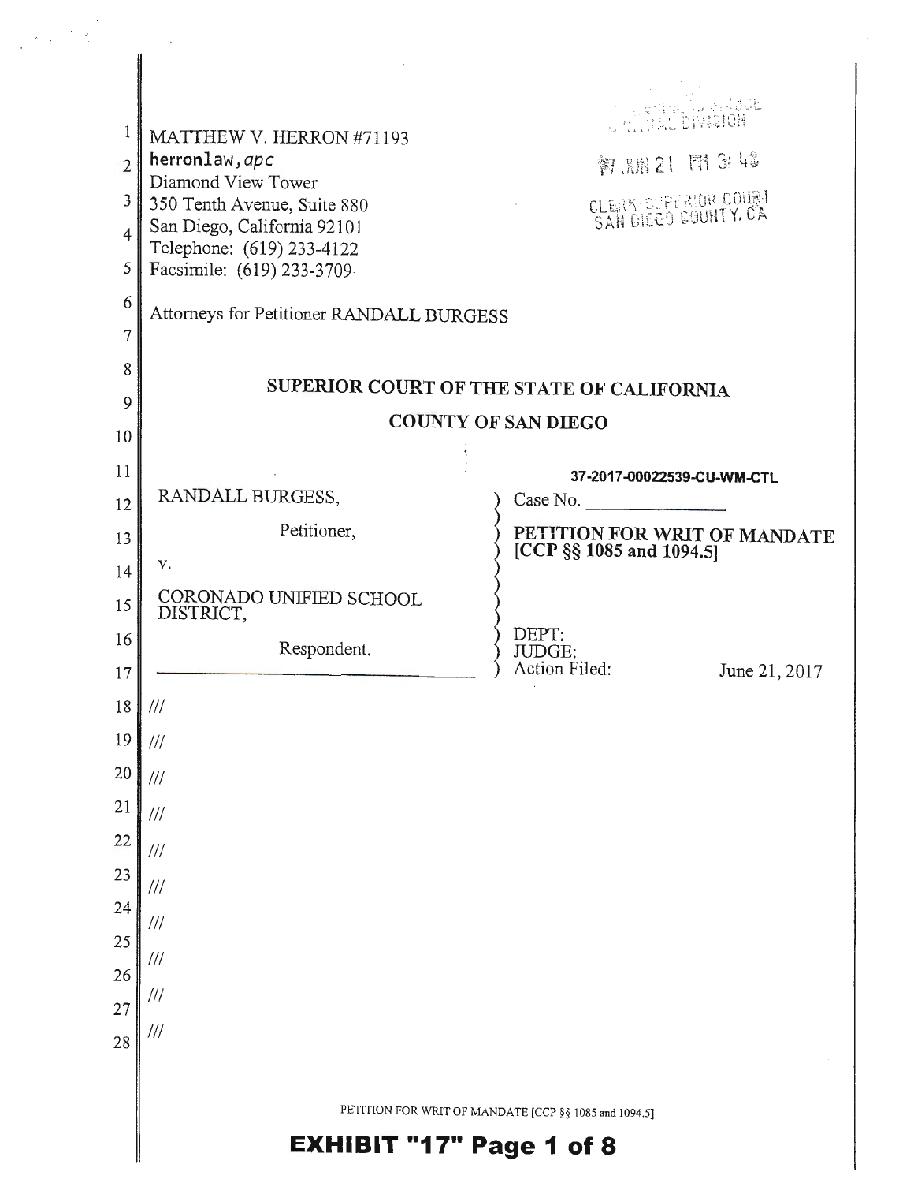MATTHEW V. HERRON #71193
herronlaw, *apc*
Diamond View Tower
350 Tenth Avenue, Suite 880
San Diego, California 92101
Telephone: (619) 233-4122
Facsimile: (619) 233-3709

Attorneys for Petitioner RANDALL BURGESS

CIVIL DIVISION
17 JUN 21 PM 3:43
CLERK-SUPERIOR COURT
SAN DIEGO COUNTY, CA

## SUPERIOR COURT OF THE STATE OF CALIFORNIA

## COUNTY OF SAN DIEGO

RANDALL BURGESS,

Petitioner,

v.

CORONADO UNIFIED SCHOOL DISTRICT,

Respondent.

Case No. 37-2017-00022539-CU-WM-CTL

**PETITION FOR WRIT OF MANDATE [CCP §§ 1085 and 1094.5]**

DEPT:
JUDGE:
Action Filed: June 21, 2017

///

///

///

///

///

///

///

///

///

///

———

PETITION FOR WRIT OF MANDATE [CCP §§ 1085 and 1094.5]

**EXHIBIT "17" Page 1 of 8**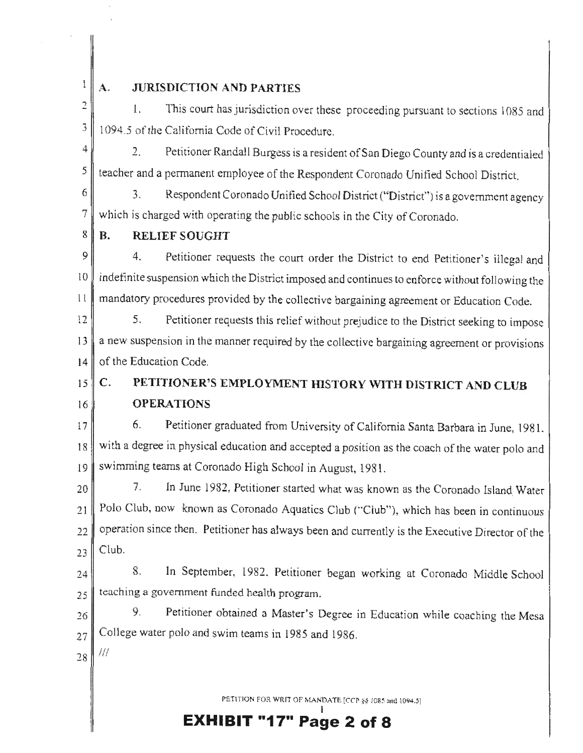## A. JURISDICTION AND PARTIES

1. This court has jurisdiction over these proceeding pursuant to sections 1085 and 1094.5 of the California Code of Civil Procedure.

2. Petitioner Randall Burgess is a resident of San Diego County and is a credentialed teacher and a permanent employee of the Respondent Coronado Unified School District.

3. Respondent Coronado Unified School District ("District") is a government agency which is charged with operating the public schools in the City of Coronado.

## B. RELIEF SOUGHT

4. Petitioner requests the court order the District to end Petitioner's illegal and indefinite suspension which the District imposed and continues to enforce without following the mandatory procedures provided by the collective bargaining agreement or Education Code.

5. Petitioner requests this relief without prejudice to the District seeking to impose a new suspension in the manner required by the collective bargaining agreement or provisions of the Education Code.

## C. PETITIONER'S EMPLOYMENT HISTORY WITH DISTRICT AND CLUB OPERATIONS

6. Petitioner graduated from University of California Santa Barbara in June, 1981, with a degree in physical education and accepted a position as the coach of the water polo and swimming teams at Coronado High School in August, 1981.

7. In June 1982, Petitioner started what was known as the Coronado Island Water Polo Club, now known as Coronado Aquatics Club ("Club"), which has been in continuous operation since then. Petitioner has always been and currently is the Executive Director of the Club.

8. In September, 1982, Petitioner began working at Coronado Middle School teaching a government funded health program.

9. Petitioner obtained a Master's Degree in Education while coaching the Mesa College water polo and swim teams in 1985 and 1986.

///

PETITION FOR WRIT OF MANDATE [CCP §§ 1085 and 1094.5]

**EXHIBIT "17" Page 2 of 8**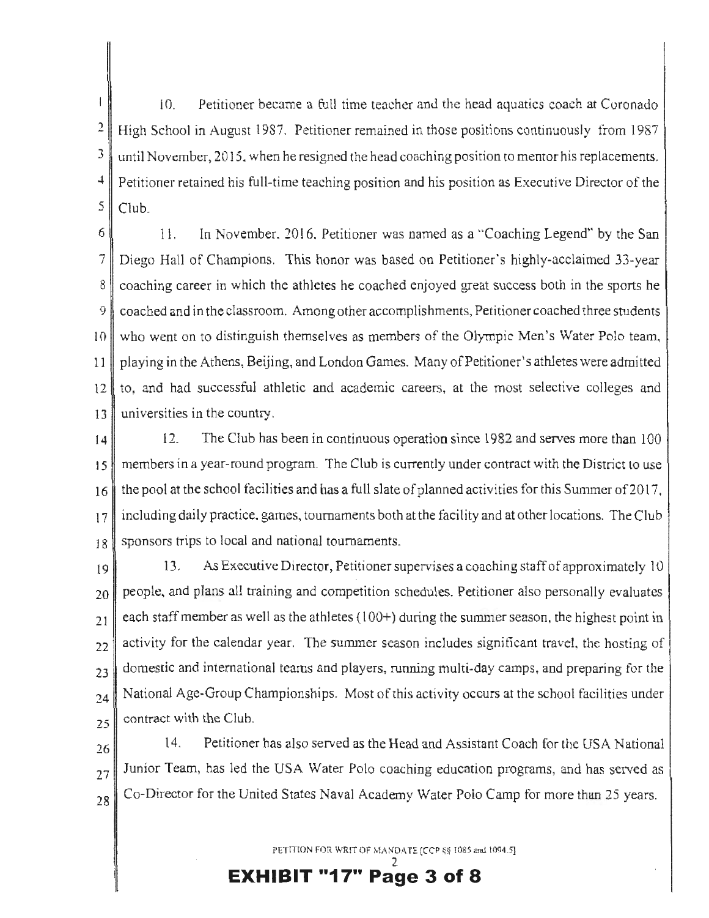10. Petitioner became a full time teacher and the head aquatics coach at Coronado High School in August 1987. Petitioner remained in those positions continuously from 1987 until November, 2015, when he resigned the head coaching position to mentor his replacements. Petitioner retained his full-time teaching position and his position as Executive Director of the Club.

11. In November, 2016, Petitioner was named as a "Coaching Legend" by the San Diego Hall of Champions. This honor was based on Petitioner's highly-acclaimed 33-year coaching career in which the athletes he coached enjoyed great success both in the sports he coached and in the classroom. Among other accomplishments, Petitioner coached three students who went on to distinguish themselves as members of the Olympic Men's Water Polo team, playing in the Athens, Beijing, and London Games. Many of Petitioner's athletes were admitted to, and had successful athletic and academic careers, at the most selective colleges and universities in the country.

12. The Club has been in continuous operation since 1982 and serves more than 100 members in a year-round program. The Club is currently under contract with the District to use the pool at the school facilities and has a full slate of planned activities for this Summer of 2017, including daily practice, games, tournaments both at the facility and at other locations. The Club sponsors trips to local and national tournaments.

13. As Executive Director, Petitioner supervises a coaching staff of approximately 10 people, and plans all training and competition schedules. Petitioner also personally evaluates each staff member as well as the athletes (100+) during the summer season, the highest point in activity for the calendar year. The summer season includes significant travel, the hosting of domestic and international teams and players, running multi-day camps, and preparing for the National Age-Group Championships. Most of this activity occurs at the school facilities under contract with the Club.

14. Petitioner has also served as the Head and Assistant Coach for the USA National Junior Team, has led the USA Water Polo coaching education programs, and has served as Co-Director for the United States Naval Academy Water Polo Camp for more than 25 years.

PETITION FOR WRIT OF MANDATE [CCP §§ 1085 and 1094.5]

**EXHIBIT "17" Page 3 of 8**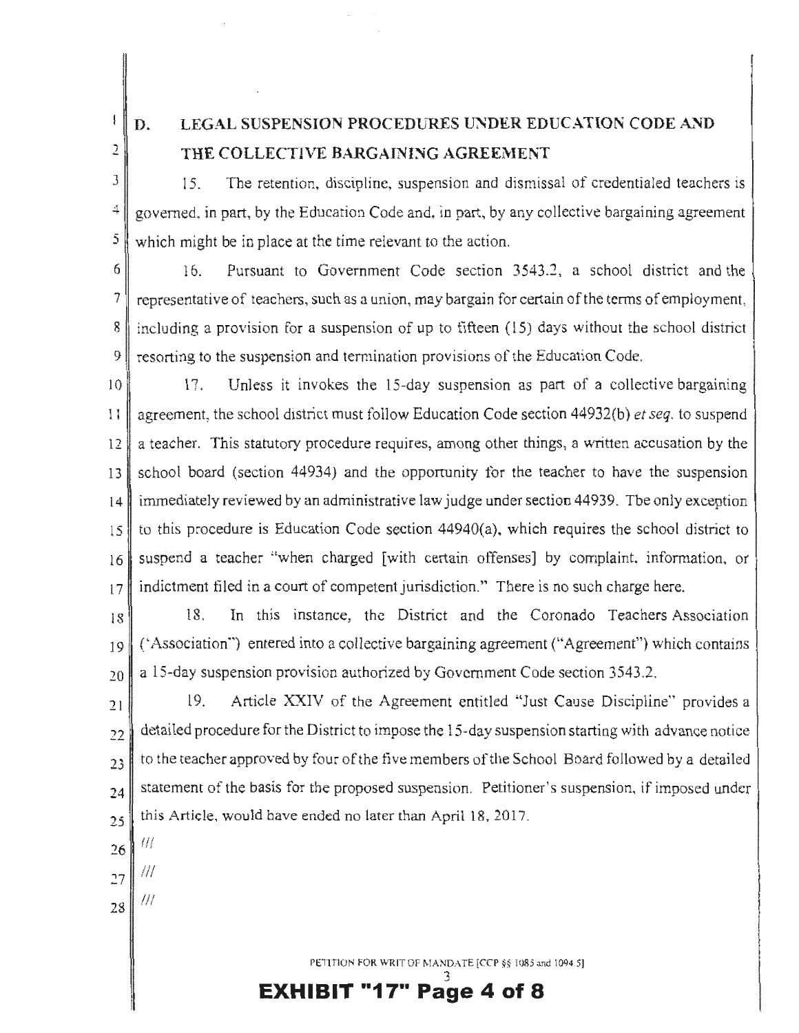## D. LEGAL SUSPENSION PROCEDURES UNDER EDUCATION CODE AND THE COLLECTIVE BARGAINING AGREEMENT

15. The retention, discipline, suspension and dismissal of credentialed teachers is governed, in part, by the Education Code and, in part, by any collective bargaining agreement which might be in place at the time relevant to the action.

16. Pursuant to Government Code section 3543.2, a school district and the representative of teachers, such as a union, may bargain for certain of the terms of employment, including a provision for a suspension of up to fifteen (15) days without the school district resorting to the suspension and termination provisions of the Education Code.

17. Unless it invokes the 15-day suspension as part of a collective bargaining agreement, the school district must follow Education Code section 44932(b) *et seq.* to suspend a teacher. This statutory procedure requires, among other things, a written accusation by the school board (section 44934) and the opportunity for the teacher to have the suspension immediately reviewed by an administrative law judge under section 44939. The only exception to this procedure is Education Code section 44940(a), which requires the school district to suspend a teacher "when charged [with certain offenses] by complaint, information, or indictment filed in a court of competent jurisdiction." There is no such charge here.

18. In this instance, the District and the Coronado Teachers Association ('Association") entered into a collective bargaining agreement ("Agreement") which contains a 15-day suspension provision authorized by Government Code section 3543.2.

19. Article XXIV of the Agreement entitled "Just Cause Discipline" provides a detailed procedure for the District to impose the 15-day suspension starting with advance notice to the teacher approved by four of the five members of the School Board followed by a detailed statement of the basis for the proposed suspension. Petitioner's suspension, if imposed under this Article, would have ended no later than April 18, 2017.

///

///

///

PETITION FOR WRIT OF MANDATE [CCP §§ 1085 and 1094.5]

**EXHIBIT "17" Page 4 of 8**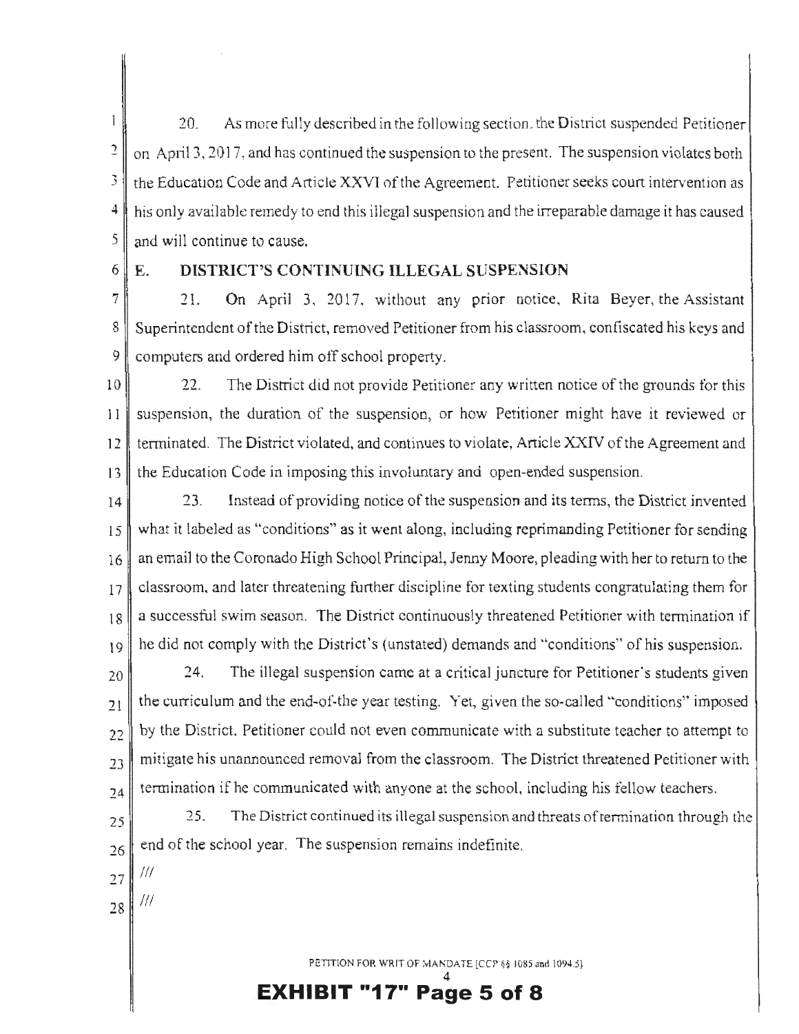20. As more fully described in the following section, the District suspended Petitioner on April 3, 2017, and has continued the suspension to the present. The suspension violates both the Education Code and Article XXVI of the Agreement. Petitioner seeks court intervention as his only available remedy to end this illegal suspension and the irreparable damage it has caused and will continue to cause.

## E. DISTRICT'S CONTINUING ILLEGAL SUSPENSION

21. On April 3, 2017, without any prior notice, Rita Beyer, the Assistant Superintendent of the District, removed Petitioner from his classroom, confiscated his keys and computers and ordered him off school property.

22. The District did not provide Petitioner any written notice of the grounds for this suspension, the duration of the suspension, or how Petitioner might have it reviewed or terminated. The District violated, and continues to violate, Article XXIV of the Agreement and the Education Code in imposing this involuntary and open-ended suspension.

23. Instead of providing notice of the suspension and its terms, the District invented what it labeled as "conditions" as it went along, including reprimanding Petitioner for sending an email to the Coronado High School Principal, Jenny Moore, pleading with her to return to the classroom, and later threatening further discipline for texting students congratulating them for a successful swim season. The District continuously threatened Petitioner with termination if he did not comply with the District's (unstated) demands and "conditions" of his suspension.

24. The illegal suspension came at a critical juncture for Petitioner's students given the curriculum and the end-of-the year testing. Yet, given the so-called "conditions" imposed by the District, Petitioner could not even communicate with a substitute teacher to attempt to mitigate his unannounced removal from the classroom. The District threatened Petitioner with termination if he communicated with anyone at the school, including his fellow teachers.

25. The District continued its illegal suspension and threats of termination through the end of the school year. The suspension remains indefinite.

///

///

PETITION FOR WRIT OF MANDATE [CCP §§ 1085 and 1094.5]

EXHIBIT "17" Page 5 of 8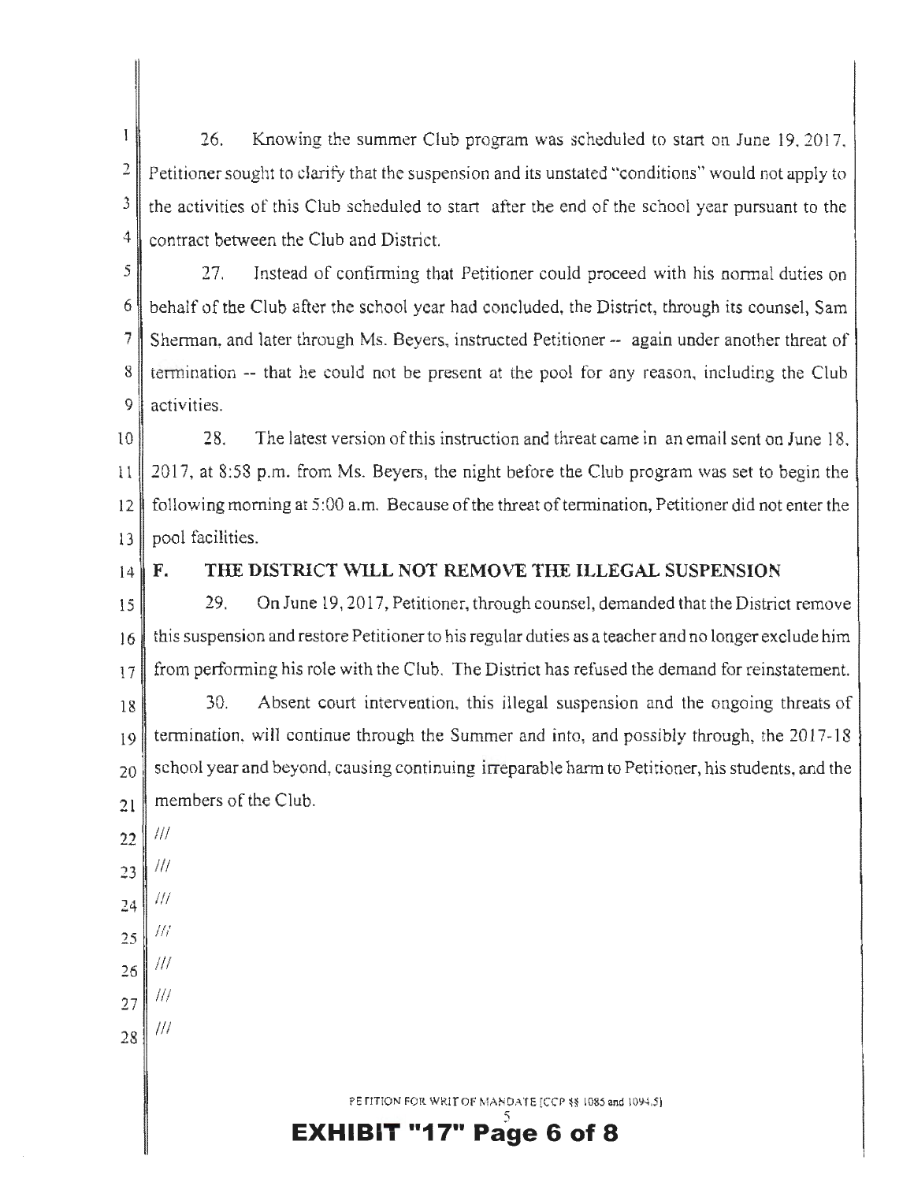26. Knowing the summer Club program was scheduled to start on June 19, 2017, Petitioner sought to clarify that the suspension and its unstated "conditions" would not apply to the activities of this Club scheduled to start after the end of the school year pursuant to the contract between the Club and District.

27. Instead of confirming that Petitioner could proceed with his normal duties on behalf of the Club after the school year had concluded, the District, through its counsel, Sam Sherman, and later through Ms. Beyers, instructed Petitioner -- again under another threat of termination -- that he could not be present at the pool for any reason, including the Club activities.

28. The latest version of this instruction and threat came in an email sent on June 18, 2017, at 8:58 p.m. from Ms. Beyers, the night before the Club program was set to begin the following morning at 5:00 a.m. Because of the threat of termination, Petitioner did not enter the pool facilities.

### F. THE DISTRICT WILL NOT REMOVE THE ILLEGAL SUSPENSION

29. On June 19, 2017, Petitioner, through counsel, demanded that the District remove this suspension and restore Petitioner to his regular duties as a teacher and no longer exclude him from performing his role with the Club. The District has refused the demand for reinstatement.

30. Absent court intervention, this illegal suspension and the ongoing threats of termination, will continue through the Summer and into, and possibly through, the 2017-18 school year and beyond, causing continuing irreparable harm to Petitioner, his students, and the members of the Club.

///

///

///

///

///

///

///

PETITION FOR WRIT OF MANDATE [CCP §§ 1085 and 1094.5]

**EXHIBIT "17" Page 6 of 8**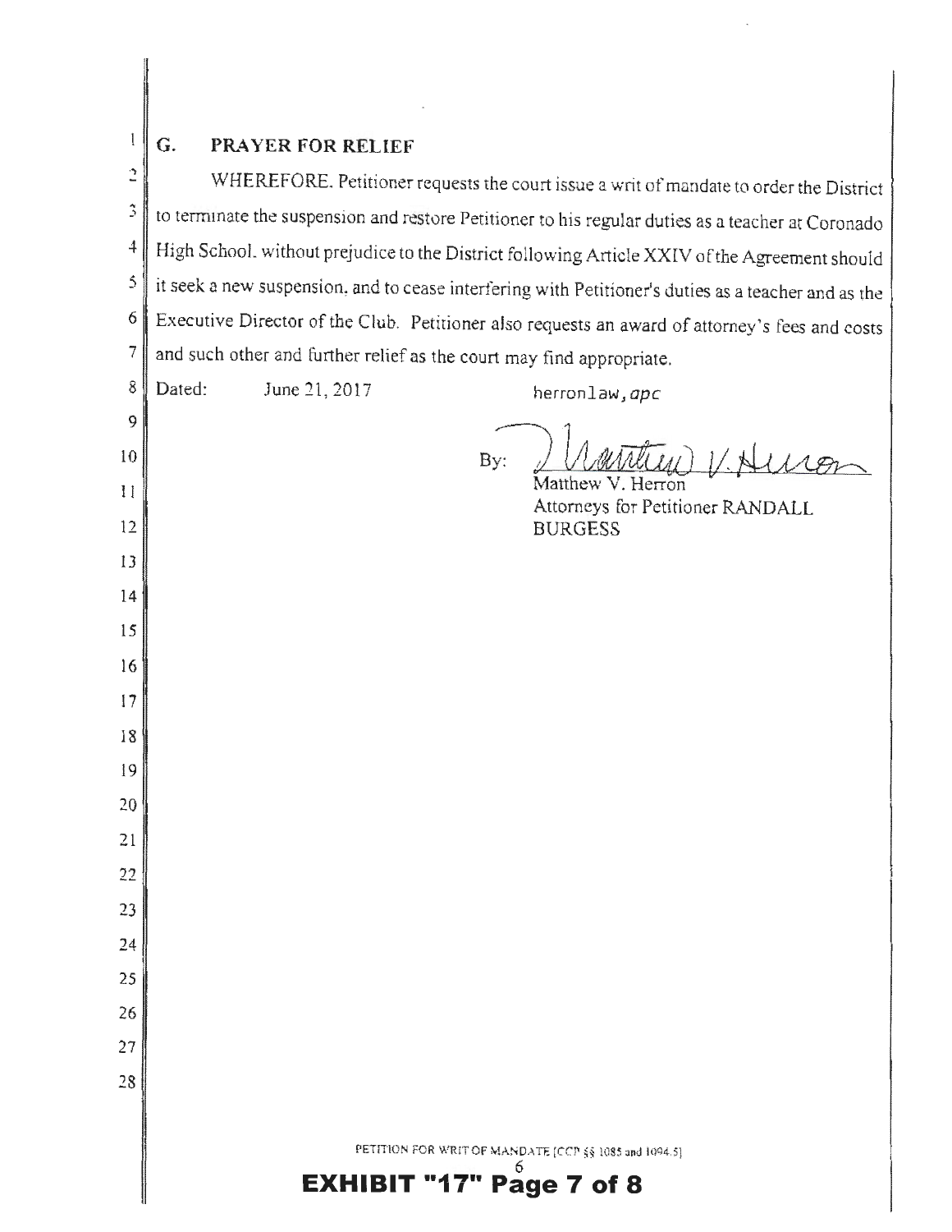## G. PRAYER FOR RELIEF

WHEREFORE. Petitioner requests the court issue a writ of mandate to order the District to terminate the suspension and restore Petitioner to his regular duties as a teacher at Coronado High School. without prejudice to the District following Article XXIV of the Agreement should it seek a new suspension. and to cease interfering with Petitioner's duties as a teacher and as the Executive Director of the Club. Petitioner also requests an award of attorney's fees and costs and such other and further relief as the court may find appropriate.

Dated: June 21, 2017

herronlaw, *apc*

By: [signature]
Matthew V. Herron
Attorneys for Petitioner RANDALL BURGESS

PETITION FOR WRIT OF MANDATE [CCP §§ 1085 and 1094.5]

**EXHIBIT "17" Page 7 of 8**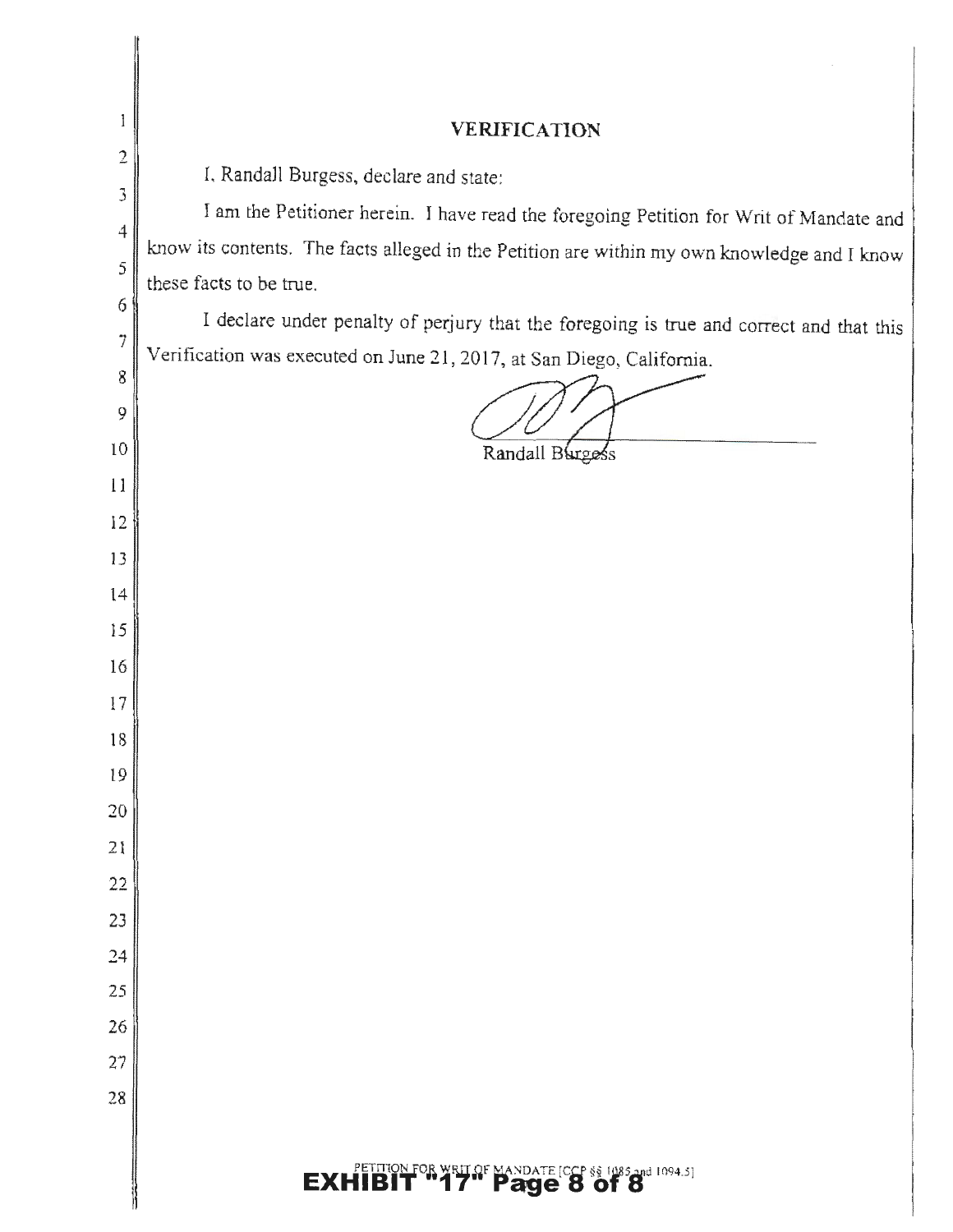## VERIFICATION

I, Randall Burgess, declare and state:

I am the Petitioner herein. I have read the foregoing Petition for Writ of Mandate and know its contents. The facts alleged in the Petition are within my own knowledge and I know these facts to be true.

I declare under penalty of perjury that the foregoing is true and correct and that this Verification was executed on June 21, 2017, at San Diego, California.

Randall Burgess

PETITION FOR WRIT OF MANDATE [CCP §§ 1085 and 1094.5]

**EXHIBIT "17" Page 8 of 8**